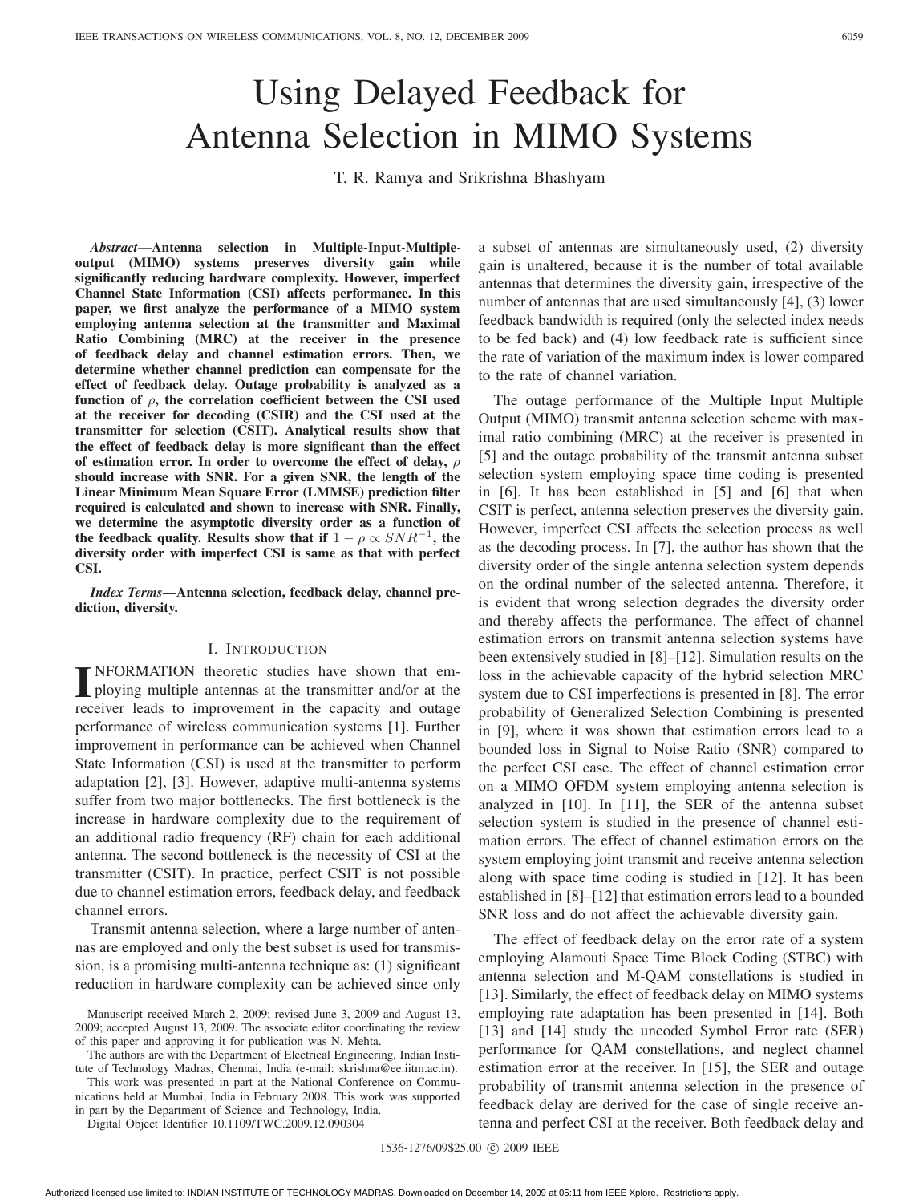# Using Delayed Feedback for Antenna Selection in MIMO Systems

T. R. Ramya and Srikrishna Bhashyam

***Abstract*—Antenna selection in Multiple-Input-Multiple-output (MIMO) systems preserves diversity gain while significantly reducing hardware complexity. However, imperfect Channel State Information (CSI) affects performance. In this paper, we first analyze the performance of a MIMO system employing antenna selection at the transmitter and Maximal Ratio Combining (MRC) at the receiver in the presence of feedback delay and channel estimation errors. Then, we determine whether channel prediction can compensate for the effect of feedback delay. Outage probability is analyzed as a function of $\rho$, the correlation coefficient between the CSI used at the receiver for decoding (CSIR) and the CSI used at the transmitter for selection (CSIT). Analytical results show that the effect of feedback delay is more significant than the effect of estimation error. In order to overcome the effect of delay, $\rho$ should increase with SNR. For a given SNR, the length of the Linear Minimum Mean Square Error (LMMSE) prediction filter required is calculated and shown to increase with SNR. Finally, we determine the asymptotic diversity order as a function of the feedback quality. Results show that if $1 - \rho \propto SNR^{-1}$, the diversity order with imperfect CSI is same as that with perfect CSI.**

***Index Terms*—Antenna selection, feedback delay, channel prediction, diversity.**

## I. INTRODUCTION

INFORMATION theoretic studies have shown that employing multiple antennas at the transmitter and/or at the receiver leads to improvement in the capacity and outage performance of wireless communication systems [1]. Further improvement in performance can be achieved when Channel State Information (CSI) is used at the transmitter to perform adaptation [2], [3]. However, adaptive multi-antenna systems suffer from two major bottlenecks. The first bottleneck is the increase in hardware complexity due to the requirement of an additional radio frequency (RF) chain for each additional antenna. The second bottleneck is the necessity of CSI at the transmitter (CSIT). In practice, perfect CSIT is not possible due to channel estimation errors, feedback delay, and feedback channel errors.

Transmit antenna selection, where a large number of antennas are employed and only the best subset is used for transmission, is a promising multi-antenna technique as: (1) significant reduction in hardware complexity can be achieved since only a subset of antennas are simultaneously used, (2) diversity gain is unaltered, because it is the number of total available antennas that determines the diversity gain, irrespective of the number of antennas that are used simultaneously [4], (3) lower feedback bandwidth is required (only the selected index needs to be fed back) and (4) low feedback rate is sufficient since the rate of variation of the maximum index is lower compared to the rate of channel variation.

The outage performance of the Multiple Input Multiple Output (MIMO) transmit antenna selection scheme with maximal ratio combining (MRC) at the receiver is presented in [5] and the outage probability of the transmit antenna subset selection system employing space time coding is presented in [6]. It has been established in [5] and [6] that when CSIT is perfect, antenna selection preserves the diversity gain. However, imperfect CSI affects the selection process as well as the decoding process. In [7], the author has shown that the diversity order of the single antenna selection system depends on the ordinal number of the selected antenna. Therefore, it is evident that wrong selection degrades the diversity order and thereby affects the performance. The effect of channel estimation errors on transmit antenna selection systems have been extensively studied in [8]–[12]. Simulation results on the loss in the achievable capacity of the hybrid selection MRC system due to CSI imperfections is presented in [8]. The error probability of Generalized Selection Combining is presented in [9], where it was shown that estimation errors lead to a bounded loss in Signal to Noise Ratio (SNR) compared to the perfect CSI case. The effect of channel estimation error on a MIMO OFDM system employing antenna selection is analyzed in [10]. In [11], the SER of the antenna subset selection system is studied in the presence of channel estimation errors. The effect of channel estimation errors on the system employing joint transmit and receive antenna selection along with space time coding is studied in [12]. It has been established in [8]–[12] that estimation errors lead to a bounded SNR loss and do not affect the achievable diversity gain.

The effect of feedback delay on the error rate of a system employing Alamouti Space Time Block Coding (STBC) with antenna selection and M-QAM constellations is studied in [13]. Similarly, the effect of feedback delay on MIMO systems employing rate adaptation has been presented in [14]. Both [13] and [14] study the uncoded Symbol Error rate (SER) performance for QAM constellations, and neglect channel estimation error at the receiver. In [15], the SER and outage probability of transmit antenna selection in the presence of feedback delay are derived for the case of single receive antenna and perfect CSI at the receiver. Both feedback delay and

Manuscript received March 2, 2009; revised June 3, 2009 and August 13, 2009; accepted August 13, 2009. The associate editor coordinating the review of this paper and approving it for publication was N. Mehta.

The authors are with the Department of Electrical Engineering, Indian Institute of Technology Madras, Chennai, India (e-mail: skrishna@ee.iitm.ac.in).

This work was presented in part at the National Conference on Communications held at Mumbai, India in February 2008. This work was supported in part by the Department of Science and Technology, India.

Digital Object Identifier 10.1109/TWC.2009.12.090304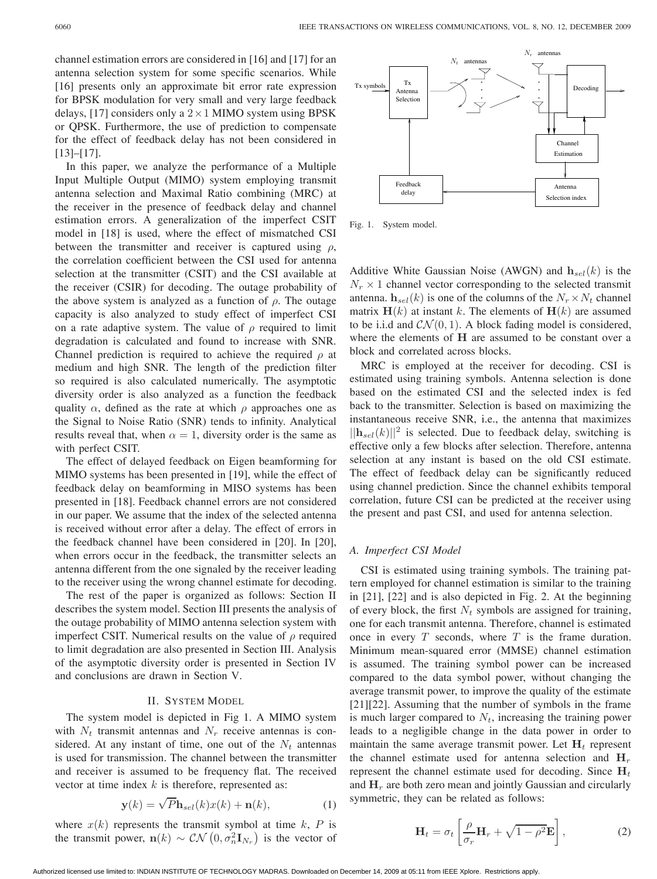channel estimation errors are considered in [16] and [17] for an antenna selection system for some specific scenarios. While [16] presents only an approximate bit error rate expression for BPSK modulation for very small and very large feedback delays, [17] considers only a $2 \times 1$ MIMO system using BPSK or QPSK. Furthermore, the use of prediction to compensate for the effect of feedback delay has not been considered in [13]–[17].

In this paper, we analyze the performance of a Multiple Input Multiple Output (MIMO) system employing transmit antenna selection and Maximal Ratio combining (MRC) at the receiver in the presence of feedback delay and channel estimation errors. A generalization of the imperfect CSIT model in [18] is used, where the effect of mismatched CSI between the transmitter and receiver is captured using $\rho$, the correlation coefficient between the CSI used for antenna selection at the transmitter (CSIT) and the CSI available at the receiver (CSIR) for decoding. The outage probability of the above system is analyzed as a function of $\rho$. The outage capacity is also analyzed to study effect of imperfect CSI on a rate adaptive system. The value of $\rho$ required to limit degradation is calculated and found to increase with SNR. Channel prediction is required to achieve the required $\rho$ at medium and high SNR. The length of the prediction filter so required is also calculated numerically. The asymptotic diversity order is also analyzed as a function the feedback quality $\alpha$, defined as the rate at which $\rho$ approaches one as the Signal to Noise Ratio (SNR) tends to infinity. Analytical results reveal that, when $\alpha = 1$, diversity order is the same as with perfect CSIT.

The effect of delayed feedback on Eigen beamforming for MIMO systems has been presented in [19], while the effect of feedback delay on beamforming in MISO systems has been presented in [18]. Feedback channel errors are not considered in our paper. We assume that the index of the selected antenna is received without error after a delay. The effect of errors in the feedback channel have been considered in [20]. In [20], when errors occur in the feedback, the transmitter selects an antenna different from the one signaled by the receiver leading to the receiver using the wrong channel estimate for decoding.

The rest of the paper is organized as follows: Section II describes the system model. Section III presents the analysis of the outage probability of MIMO antenna selection system with imperfect CSIT. Numerical results on the value of $\rho$ required to limit degradation are also presented in Section III. Analysis of the asymptotic diversity order is presented in Section IV and conclusions are drawn in Section V.

## II. System Model

The system model is depicted in Fig 1. A MIMO system with $N_t$ transmit antennas and $N_r$ receive antennas is considered. At any instant of time, one out of the $N_t$ antennas is used for transmission. The channel between the transmitter and receiver is assumed to be frequency flat. The received vector at time index $k$ is therefore, represented as:

$$\mathbf{y}(k) = \sqrt{P}\mathbf{h}_{sel}(k)x(k) + \mathbf{n}(k), \tag{1}$$

where $x(k)$ represents the transmit symbol at time $k$, $P$ is the transmit power, $\mathbf{n}(k) \sim \mathcal{CN}\left(0, \sigma_n^2 \mathbf{I}_{N_r}\right)$ is the vector of Additive White Gaussian Noise (AWGN) and $\mathbf{h}_{sel}(k)$ is the $N_r \times 1$ channel vector corresponding to the selected transmit antenna. $\mathbf{h}_{sel}(k)$ is one of the columns of the $N_r \times N_t$ channel matrix $\mathbf{H}(k)$ at instant $k$. The elements of $\mathbf{H}(k)$ are assumed to be i.i.d and $\mathcal{CN}(0,1)$. A block fading model is considered, where the elements of $\mathbf{H}$ are assumed to be constant over a block and correlated across blocks.

Fig. 1. System model.

MRC is employed at the receiver for decoding. CSI is estimated using training symbols. Antenna selection is done based on the estimated CSI and the selected index is fed back to the transmitter. Selection is based on maximizing the instantaneous receive SNR, i.e., the antenna that maximizes $||\mathbf{h}_{sel}(k)||^2$ is selected. Due to feedback delay, switching is effective only a few blocks after selection. Therefore, antenna selection at any instant is based on the old CSI estimate. The effect of feedback delay can be significantly reduced using channel prediction. Since the channel exhibits temporal correlation, future CSI can be predicted at the receiver using the present and past CSI, and used for antenna selection.

### A. Imperfect CSI Model

CSI is estimated using training symbols. The training pattern employed for channel estimation is similar to the training in [21], [22] and is also depicted in Fig. 2. At the beginning of every block, the first $N_t$ symbols are assigned for training, one for each transmit antenna. Therefore, channel is estimated once in every $T$ seconds, where $T$ is the frame duration. Minimum mean-squared error (MMSE) channel estimation is assumed. The training symbol power can be increased compared to the data symbol power, without changing the average transmit power, to improve the quality of the estimate [21][22]. Assuming that the number of symbols in the frame is much larger compared to $N_t$, increasing the training power leads to a negligible change in the data power in order to maintain the same average transmit power. Let $\mathbf{H}_t$ represent the channel estimate used for antenna selection and $\mathbf{H}_r$ represent the channel estimate used for decoding. Since $\mathbf{H}_t$ and $\mathbf{H}_r$ are both zero mean and jointly Gaussian and circularly symmetric, they can be related as follows:

$$\mathbf{H}_t = \sigma_t \left[ \frac{\rho}{\sigma_r} \mathbf{H}_r + \sqrt{1-\rho^2}\mathbf{E} \right], \tag{2}$$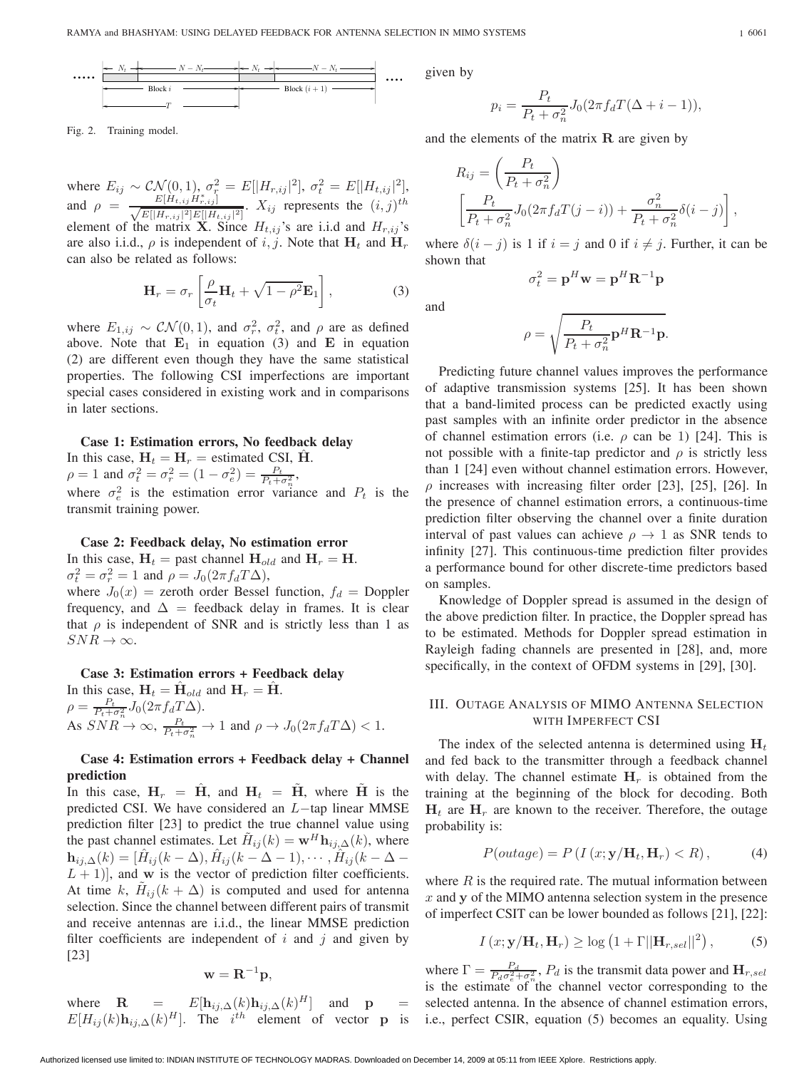Fig. 2. Training model.

where $E_{ij} \sim \mathcal{CN}(0,1)$, $\sigma_r^2 = E[|H_{r,ij}|^2]$, $\sigma_t^2 = E[|H_{t,ij}|^2]$, and $\rho = \frac{E[H_{t,ij} H_{r,ij}^*]}{\sqrt{E[|H_{r,ij}|^2] E[|H_{t,ij}|^2]}}$. $X_{ij}$ represents the $(i,j)^{th}$ element of the matrix $\mathbf{X}$. Since $H_{t,ij}$'s are i.i.d and $H_{r,ij}$'s are also i.i.d., $\rho$ is independent of $i,j$. Note that $\mathbf{H}_t$ and $\mathbf{H}_r$ can also be related as follows:

$$\mathbf{H}_r = \sigma_r \left[ \frac{\rho}{\sigma_t} \mathbf{H}_t + \sqrt{1-\rho^2} \mathbf{E}_1 \right], \tag{3}$$

where $E_{1,ij} \sim \mathcal{CN}(0,1)$, and $\sigma_r^2$, $\sigma_t^2$, and $\rho$ are as defined above. Note that $\mathbf{E}_1$ in equation (3) and $\mathbf{E}$ in equation (2) are different even though they have the same statistical properties. The following CSI imperfections are important special cases considered in existing work and in comparisons in later sections.

**Case 1: Estimation errors, No feedback delay**
In this case, $\mathbf{H}_t = \mathbf{H}_r =$ estimated CSI, $\hat{\mathbf{H}}$.
$\rho = 1$ and $\sigma_t^2 = \sigma_r^2 = (1 - \sigma_e^2) = \frac{P_t}{P_t + \sigma_n^2}$,
where $\sigma_e^2$ is the estimation error variance and $P_t$ is the transmit training power.

**Case 2: Feedback delay, No estimation error**
In this case, $\mathbf{H}_t =$ past channel $\mathbf{H}_{old}$ and $\mathbf{H}_r = \mathbf{H}$.
$\sigma_t^2 = \sigma_r^2 = 1$ and $\rho = J_0(2\pi f_d T \Delta)$,
where $J_0(x) =$ zeroth order Bessel function, $f_d =$ Doppler frequency, and $\Delta =$ feedback delay in frames. It is clear that $\rho$ is independent of SNR and is strictly less than 1 as $SNR \rightarrow \infty$.

**Case 3: Estimation errors + Feedback delay**
In this case, $\mathbf{H}_t = \hat{\mathbf{H}}_{old}$ and $\mathbf{H}_r = \hat{\mathbf{H}}$.
$\rho = \frac{P_t}{P_t + \sigma_n^2} J_0(2\pi f_d T \Delta)$.
As $SNR \rightarrow \infty$, $\frac{P_t}{P_t + \sigma_n^2} \rightarrow 1$ and $\rho \rightarrow J_0(2\pi f_d T \Delta) < 1$.

**Case 4: Estimation errors + Feedback delay + Channel prediction**
In this case, $\mathbf{H}_r = \hat{\mathbf{H}}$, and $\mathbf{H}_t = \tilde{\mathbf{H}}$, where $\tilde{\mathbf{H}}$ is the predicted CSI. We have considered an $L-$tap linear MMSE prediction filter [23] to predict the true channel value using the past channel estimates. Let $\tilde{H}_{ij}(k) = \mathbf{w}^H \mathbf{h}_{ij,\Delta}(k)$, where $\mathbf{h}_{ij,\Delta}(k) = [\hat{H}_{ij}(k-\Delta), \hat{H}_{ij}(k-\Delta-1), \cdots, \hat{H}_{ij}(k-\Delta-L+1)]$, and $\mathbf{w}$ is the vector of prediction filter coefficients. At time $k$, $\tilde{H}_{ij}(k+\Delta)$ is computed and used for antenna selection. Since the channel between different pairs of transmit and receive antennas are i.i.d., the linear MMSE prediction filter coefficients are independent of $i$ and $j$ and given by [23]

$$\mathbf{w} = \mathbf{R}^{-1}\mathbf{p},$$

where $\mathbf{R} = E[\mathbf{h}_{ij,\Delta}(k)\mathbf{h}_{ij,\Delta}(k)^H]$ and $\mathbf{p} = E[H_{ij}(k)\mathbf{h}_{ij,\Delta}(k)^H]$. The $i^{th}$ element of vector $\mathbf{p}$ is given by

$$p_i = \frac{P_t}{P_t + \sigma_n^2} J_0(2\pi f_d T(\Delta + i - 1)),$$

and the elements of the matrix $\mathbf{R}$ are given by

$$R_{ij} = \left(\frac{P_t}{P_t + \sigma_n^2}\right) \left[\frac{P_t}{P_t + \sigma_n^2} J_0(2\pi f_d T(j-i)) + \frac{\sigma_n^2}{P_t + \sigma_n^2}\delta(i-j)\right],$$

where $\delta(i-j)$ is 1 if $i = j$ and 0 if $i \neq j$. Further, it can be shown that

$$\sigma_t^2 = \mathbf{p}^H \mathbf{w} = \mathbf{p}^H \mathbf{R}^{-1} \mathbf{p}$$

and

$$\rho = \sqrt{\frac{P_t}{P_t + \sigma_n^2} \mathbf{p}^H \mathbf{R}^{-1} \mathbf{p}}.$$

Predicting future channel values improves the performance of adaptive transmission systems [25]. It has been shown that a band-limited process can be predicted exactly using past samples with an infinite order predictor in the absence of channel estimation errors (i.e. $\rho$ can be 1) [24]. This is not possible with a finite-tap predictor and $\rho$ is strictly less than 1 [24] even without channel estimation errors. However, $\rho$ increases with increasing filter order [23], [25], [26]. In the presence of channel estimation errors, a continuous-time prediction filter observing the channel over a finite duration interval of past values can achieve $\rho \rightarrow 1$ as SNR tends to infinity [27]. This continuous-time prediction filter provides a performance bound for other discrete-time predictors based on samples.

Knowledge of Doppler spread is assumed in the design of the above prediction filter. In practice, the Doppler spread has to be estimated. Methods for Doppler spread estimation in Rayleigh fading channels are presented in [28], and, more specifically, in the context of OFDM systems in [29], [30].

## III. Outage Analysis of MIMO Antenna Selection with Imperfect CSI

The index of the selected antenna is determined using $\mathbf{H}_t$ and fed back to the transmitter through a feedback channel with delay. The channel estimate $\mathbf{H}_r$ is obtained from the training at the beginning of the block for decoding. Both $\mathbf{H}_t$ are $\mathbf{H}_r$ are known to the receiver. Therefore, the outage probability is:

$$P(outage) = P\left(I\left(x; \mathbf{y}/\mathbf{H}_t, \mathbf{H}_r\right) < R\right), \tag{4}$$

where $R$ is the required rate. The mutual information between $x$ and $\mathbf{y}$ of the MIMO antenna selection system in the presence of imperfect CSIT can be lower bounded as follows [21], [22]:

$$I\left(x; \mathbf{y}/\mathbf{H}_t, \mathbf{H}_r\right) \geq \log\left(1 + \Gamma ||\mathbf{H}_{r,sel}||^2\right), \tag{5}$$

where $\Gamma = \frac{P_d}{P_d \sigma_e^2 + \sigma_n^2}$, $P_d$ is the transmit data power and $\mathbf{H}_{r,sel}$ is the estimate of the channel vector corresponding to the selected antenna. In the absence of channel estimation errors, i.e., perfect CSIR, equation (5) becomes an equality. Using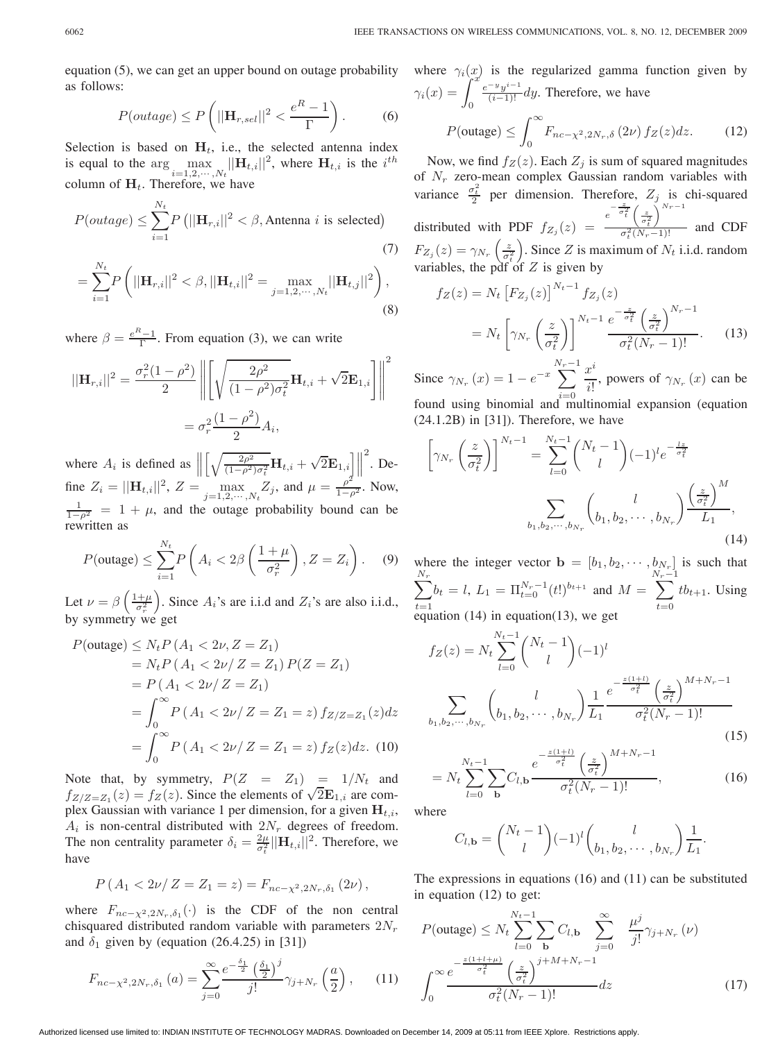equation (5), we can get an upper bound on outage probability as follows:

$$P(outage) \leq P\left(||\mathbf{H}_{r,sel}||^2 < \frac{e^R - 1}{\Gamma}\right). \tag{6}$$

Selection is based on $\mathbf{H}_t$, i.e., the selected antenna index is equal to the $\arg \max_{i=1,2,\cdots,N_t} ||\mathbf{H}_{t,i}||^2$, where $\mathbf{H}_{t,i}$ is the $i^{th}$ column of $\mathbf{H}_t$. Therefore, we have

$$P(outage) \leq \sum_{i=1}^{N_t} P\left(||\mathbf{H}_{r,i}||^2 < \beta, \text{Antenna } i \text{ is selected}\right) \tag{7}$$

$$= \sum_{i=1}^{N_t} P\left(||\mathbf{H}_{r,i}||^2 < \beta, ||\mathbf{H}_{t,i}||^2 = \max_{j=1,2,\cdots,N_t} ||\mathbf{H}_{t,j}||^2\right), \tag{8}$$

where $\beta = \frac{e^R - 1}{\Gamma}$. From equation (3), we can write

$$||\mathbf{H}_{r,i}||^2 = \frac{\sigma_r^2(1-\rho^2)}{2}\left\|\left[\sqrt{\frac{2\rho^2}{(1-\rho^2)\sigma_t^2}}\mathbf{H}_{t,i} + \sqrt{2}\mathbf{E}_{1,i}\right]\right\|^2$$
$$= \sigma_r^2\frac{(1-\rho^2)}{2}A_i,$$

where $A_i$ is defined as $\left\|\left[\sqrt{\frac{2\rho^2}{(1-\rho^2)\sigma_t^2}}\mathbf{H}_{t,i} + \sqrt{2}\mathbf{E}_{1,i}\right]\right\|^2$. Define $Z_i = ||\mathbf{H}_{t,i}||^2$, $Z = \max_{j=1,2,\cdots,N_t} Z_j$, and $\mu = \frac{\rho^2}{1-\rho^2}$. Now, $\frac{1}{1-\rho^2} = 1 + \mu$, and the outage probability bound can be rewritten as

$$P(\text{outage}) \leq \sum_{i=1}^{N_t} P\left(A_i < 2\beta\left(\frac{1+\mu}{\sigma_r^2}\right), Z = Z_i\right). \tag{9}$$

Let $\nu = \beta\left(\frac{1+\mu}{\sigma_r^2}\right)$. Since $A_i$'s are i.i.d and $Z_i$'s are also i.i.d., by symmetry we get

$$\begin{aligned}
P(\text{outage}) &\leq N_t P\left(A_1 < 2\nu, Z = Z_1\right) \\
&= N_t P\left(A_1 < 2\nu / Z = Z_1\right) P(Z = Z_1) \\
&= P\left(A_1 < 2\nu / Z = Z_1\right) \\
&= \int_0^\infty P\left(A_1 < 2\nu / Z = Z_1 = z\right) f_{Z/Z=Z_1}(z) dz \\
&= \int_0^\infty P\left(A_1 < 2\nu / Z = Z_1 = z\right) f_Z(z) dz. \quad (10)
\end{aligned}$$

Note that, by symmetry, $P(Z = Z_1) = 1/N_t$ and $f_{Z/Z=Z_1}(z) = f_Z(z)$. Since the elements of $\sqrt{2}\mathbf{E}_{1,i}$ are complex Gaussian with variance 1 per dimension, for a given $\mathbf{H}_{t,i}$, $A_i$ is non-central distributed with $2N_r$ degrees of freedom. The non centrality parameter $\delta_i = \frac{2\mu}{\sigma_t^2}||\mathbf{H}_{t,i}||^2$. Therefore, we have

$$P\left(A_1 < 2\nu / Z = Z_1 = z\right) = F_{nc-\chi^2, 2N_r, \delta_1}\left(2\nu\right),$$

where $F_{nc-\chi^2,2N_r,\delta_1}(\cdot)$ is the CDF of the non central chisquared distributed random variable with parameters $2N_r$ and $\delta_1$ given by (equation (26.4.25) in [31])

$$F_{nc-\chi^2,2N_r,\delta_1}\left(a\right) = \sum_{j=0}^\infty \frac{e^{-\frac{\delta_1}{2}}\left(\frac{\delta_1}{2}\right)^j}{j!}\gamma_{j+N_r}\left(\frac{a}{2}\right), \tag{11}$$

where $\gamma_i(x)$ is the regularized gamma function given by $\gamma_i(x) = \int_0^x \frac{e^{-y}y^{i-1}}{(i-1)!}dy$. Therefore, we have

$$P(\text{outage}) \leq \int_0^\infty F_{nc-\chi^2,2N_r,\delta}\left(2\nu\right) f_Z(z) dz. \tag{12}$$

Now, we find $f_Z(z)$. Each $Z_j$ is sum of squared magnitudes of $N_r$ zero-mean complex Gaussian random variables with variance $\frac{\sigma_t^2}{2}$ per dimension. Therefore, $Z_j$ is chi-squared distributed with PDF $f_{Z_j}(z) = \frac{e^{-\frac{z}{\sigma_t^2}}\left(\frac{z}{\sigma_t^2}\right)^{N_r-1}}{\sigma_t^2(N_r-1)!}$ and CDF $F_{Z_j}(z) = \gamma_{N_r}\left(\frac{z}{\sigma_t^2}\right)$. Since $Z$ is maximum of $N_t$ i.i.d. random variables, the pdf of $Z$ is given by

$$\begin{aligned}
f_Z(z) &= N_t\left[F_{Z_j}(z)\right]^{N_t-1} f_{Z_j}(z) \\
&= N_t\left[\gamma_{N_r}\left(\frac{z}{\sigma_t^2}\right)\right]^{N_t-1}\frac{e^{-\frac{z}{\sigma_t^2}}\left(\frac{z}{\sigma_t^2}\right)^{N_r-1}}{\sigma_t^2(N_r-1)!}. \quad (13)
\end{aligned}$$

Since $\gamma_{N_r}(x) = 1 - e^{-x}\sum_{i=0}^{N_r-1}\frac{x^i}{i!}$, powers of $\gamma_{N_r}(x)$ can be found using binomial and multinomial expansion (equation (24.1.2B) in [31]). Therefore, we have

$$\left[\gamma_{N_r}\left(\frac{z}{\sigma_t^2}\right)\right]^{N_t-1} = \sum_{l=0}^{N_t-1}\binom{N_t-1}{l}(-1)^l e^{-\frac{lz}{\sigma_t^2}} \sum_{b_1,b_2,\cdots,b_{N_r}}\binom{l}{b_1,b_2,\cdots,b_{N_r}}\frac{\left(\frac{z}{\sigma_t^2}\right)^M}{L_1}, \tag{14}$$

where the integer vector $\mathbf{b} = [b_1, b_2, \cdots, b_{N_r}]$ is such that $\sum_{t=1}^{N_r} b_t = l$, $L_1 = \Pi_{t=0}^{N_r-1}(t!)^{b_{t+1}}$ and $M = \sum_{t=0}^{N_r-1} tb_{t+1}$. Using equation (14) in equation(13), we get

$$f_Z(z) = N_t\sum_{l=0}^{N_t-1}\binom{N_t-1}{l}(-1)^l \sum_{b_1,b_2,\cdots,b_{N_r}}\binom{l}{b_1,b_2,\cdots,b_{N_r}}\frac{1}{L_1}\frac{e^{-\frac{z(1+l)}{\sigma_t^2}}\left(\frac{z}{\sigma_t^2}\right)^{M+N_r-1}}{\sigma_t^2(N_r-1)!} \tag{15}$$

$$= N_t\sum_{l=0}^{N_t-1}\sum_{\mathbf{b}} C_{l,\mathbf{b}}\frac{e^{-\frac{z(1+l)}{\sigma_t^2}}\left(\frac{z}{\sigma_t^2}\right)^{M+N_r-1}}{\sigma_t^2(N_r-1)!}, \tag{16}$$

where

$$C_{l,\mathbf{b}} = \binom{N_t-1}{l}(-1)^l\binom{l}{b_1,b_2,\cdots,b_{N_r}}\frac{1}{L_1}.$$

The expressions in equations (16) and (11) can be substituted in equation (12) to get:

$$P(\text{outage}) \leq N_t\sum_{l=0}^{N_t-1}\sum_{\mathbf{b}} C_{l,\mathbf{b}}\sum_{j=0}^\infty\frac{\mu^j}{j!}\gamma_{j+N_r}\left(\nu\right) \int_0^\infty\frac{e^{-\frac{z(1+l+\mu)}{\sigma_t^2}}\left(\frac{z}{\sigma_t^2}\right)^{j+M+N_r-1}}{\sigma_t^2(N_r-1)!}dz \tag{17}$$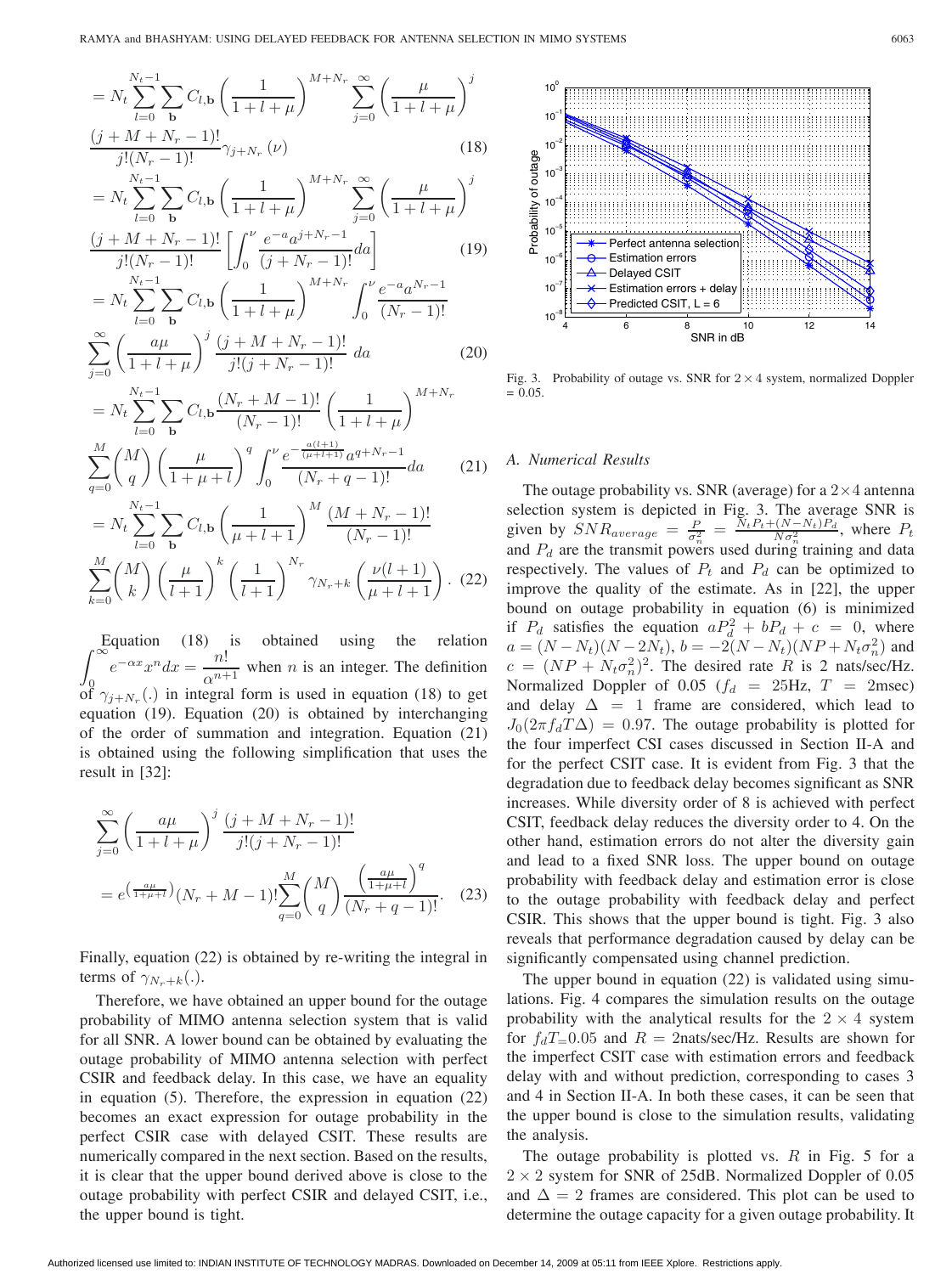$$= N_t \sum_{l=0}^{N_t-1} \sum_{\mathbf{b}} C_{l,\mathbf{b}} \left(\frac{1}{1+l+\mu}\right)^{M+N_r} \sum_{j=0}^{\infty} \left(\frac{\mu}{1+l+\mu}\right)^j \frac{(j+M+N_r-1)!}{j!(N_r-1)!} \gamma_{j+N_r}(\nu) \tag{18}$$

$$= N_t \sum_{l=0}^{N_t-1} \sum_{\mathbf{b}} C_{l,\mathbf{b}} \left(\frac{1}{1+l+\mu}\right)^{M+N_r} \sum_{j=0}^{\infty} \left(\frac{\mu}{1+l+\mu}\right)^j \frac{(j+M+N_r-1)!}{j!(N_r-1)!} \left[\int_0^{\nu} \frac{e^{-a} a^{j+N_r-1}}{(j+N_r-1)!} da\right] \tag{19}$$

$$= N_t \sum_{l=0}^{N_t-1} \sum_{\mathbf{b}} C_{l,\mathbf{b}} \left(\frac{1}{1+l+\mu}\right)^{M+N_r} \int_0^{\nu} \frac{e^{-a} a^{N_r-1}}{(N_r-1)!} \sum_{j=0}^{\infty} \left(\frac{a\mu}{1+l+\mu}\right)^j \frac{(j+M+N_r-1)!}{j!(j+N_r-1)!} \, da \tag{20}$$

$$= N_t \sum_{l=0}^{N_t-1} \sum_{\mathbf{b}} C_{l,\mathbf{b}} \frac{(N_r+M-1)!}{(N_r-1)!} \left(\frac{1}{1+l+\mu}\right)^{M+N_r} \sum_{q=0}^{M} \binom{M}{q} \left(\frac{\mu}{1+\mu+l}\right)^q \int_0^{\nu} \frac{e^{-\frac{a(l+1)}{(\mu+l+1)}} a^{q+N_r-1}}{(N_r+q-1)!} da \tag{21}$$

$$= N_t \sum_{l=0}^{N_t-1} \sum_{\mathbf{b}} C_{l,\mathbf{b}} \left(\frac{1}{\mu+l+1}\right)^{M} \frac{(M+N_r-1)!}{(N_r-1)!} \sum_{k=0}^{M} \binom{M}{k} \left(\frac{\mu}{l+1}\right)^k \left(\frac{1}{l+1}\right)^{N_r} \gamma_{N_r+k}\left(\frac{\nu(l+1)}{\mu+l+1}\right). \tag{22}$$

Equation (18) is obtained using the relation $\int_0^{\infty} e^{-\alpha x} x^n dx = \frac{n!}{\alpha^{n+1}}$ when $n$ is an integer. The definition of $\gamma_{j+N_r}(.)$ in integral form is used in equation (18) to get equation (19). Equation (20) is obtained by interchanging of the order of summation and integration. Equation (21) is obtained using the following simplification that uses the result in [32]:

$$\sum_{j=0}^{\infty} \left(\frac{a\mu}{1+l+\mu}\right)^j \frac{(j+M+N_r-1)!}{j!(j+N_r-1)!} = e^{\left(\frac{a\mu}{1+\mu+l}\right)} (N_r+M-1)! \sum_{q=0}^{M} \binom{M}{q} \frac{\left(\frac{a\mu}{1+\mu+l}\right)^q}{(N_r+q-1)!}. \tag{23}$$

Finally, equation (22) is obtained by re-writing the integral in terms of $\gamma_{N_r+k}(.)$.

Therefore, we have obtained an upper bound for the outage probability of MIMO antenna selection system that is valid for all SNR. A lower bound can be obtained by evaluating the outage probability of MIMO antenna selection with perfect CSIR and feedback delay. In this case, we have an equality in equation (5). Therefore, the expression in equation (22) becomes an exact expression for outage probability in the perfect CSIR case with delayed CSIT. These results are numerically compared in the next section. Based on the results, it is clear that the upper bound derived above is close to the outage probability with perfect CSIR and delayed CSIT, i.e., the upper bound is tight.

Fig. 3. Probability of outage vs. SNR for $2 \times 4$ system, normalized Doppler = 0.05.

### A. Numerical Results

The outage probability vs. SNR (average) for a $2 \times 4$ antenna selection system is depicted in Fig. 3. The average SNR is given by $SNR_{average} = \frac{P}{\sigma_n^2} = \frac{N_t P_t + (N-N_t)P_d}{N \sigma_n^2}$, where $P_t$ and $P_d$ are the transmit powers used during training and data respectively. The values of $P_t$ and $P_d$ can be optimized to improve the quality of the estimate. As in [22], the upper bound on outage probability in equation (6) is minimized if $P_d$ satisfies the equation $aP_d^2 + bP_d + c = 0$, where $a = (N-N_t)(N-2N_t)$, $b = -2(N-N_t)(NP + N_t\sigma_n^2)$ and $c = (NP + N_t\sigma_n^2)^2$. The desired rate $R$ is 2 nats/sec/Hz. Normalized Doppler of 0.05 ($f_d = 25$Hz, $T = 2$msec) and delay $\Delta = 1$ frame are considered, which lead to $J_0(2\pi f_d T \Delta) = 0.97$. The outage probability is plotted for the four imperfect CSI cases discussed in Section II-A and for the perfect CSIT case. It is evident from Fig. 3 that the degradation due to feedback delay becomes significant as SNR increases. While diversity order of 8 is achieved with perfect CSIT, feedback delay reduces the diversity order to 4. On the other hand, estimation errors do not alter the diversity gain and lead to a fixed SNR loss. The upper bound on outage probability with feedback delay and estimation error is close to the outage probability with feedback delay and perfect CSIR. This shows that the upper bound is tight. Fig. 3 also reveals that performance degradation caused by delay can be significantly compensated using channel prediction.

The upper bound in equation (22) is validated using simulations. Fig. 4 compares the simulation results on the outage probability with the analytical results for the $2 \times 4$ system for $f_d T = 0.05$ and $R = 2$nats/sec/Hz. Results are shown for the imperfect CSIT case with estimation errors and feedback delay with and without prediction, corresponding to cases 3 and 4 in Section II-A. In both these cases, it can be seen that the upper bound is close to the simulation results, validating the analysis.

The outage probability is plotted vs. $R$ in Fig. 5 for a $2 \times 2$ system for SNR of 25dB. Normalized Doppler of 0.05 and $\Delta = 2$ frames are considered. This plot can be used to determine the outage capacity for a given outage probability. It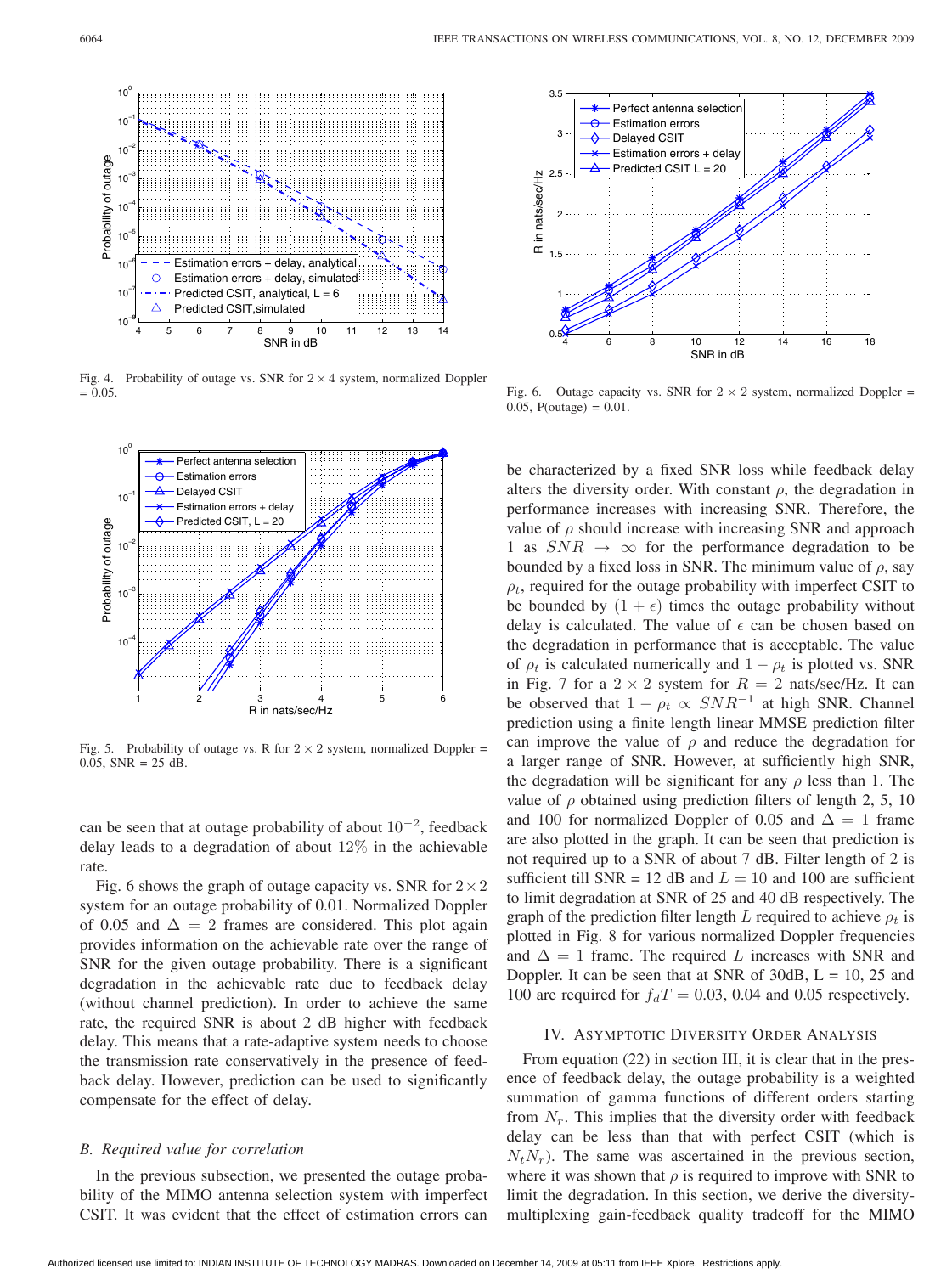Fig. 4. Probability of outage vs. SNR for $2 \times 4$ system, normalized Doppler = 0.05.

Fig. 5. Probability of outage vs. R for $2 \times 2$ system, normalized Doppler = 0.05, SNR = 25 dB.

can be seen that at outage probability of about $10^{-2}$, feedback delay leads to a degradation of about 12% in the achievable rate.

Fig. 6 shows the graph of outage capacity vs. SNR for $2 \times 2$ system for an outage probability of 0.01. Normalized Doppler of 0.05 and $\Delta = 2$ frames are considered. This plot again provides information on the achievable rate over the range of SNR for the given outage probability. There is a significant degradation in the achievable rate due to feedback delay (without channel prediction). In order to achieve the same rate, the required SNR is about 2 dB higher with feedback delay. This means that a rate-adaptive system needs to choose the transmission rate conservatively in the presence of feedback delay. However, prediction can be used to significantly compensate for the effect of delay.

### *B. Required value for correlation*

In the previous subsection, we presented the outage probability of the MIMO antenna selection system with imperfect CSIT. It was evident that the effect of estimation errors can be characterized by a fixed SNR loss while feedback delay alters the diversity order. With constant $\rho$, the degradation in performance increases with increasing SNR. Therefore, the value of $\rho$ should increase with increasing SNR and approach 1 as $SNR \to \infty$ for the performance degradation to be bounded by a fixed loss in SNR. The minimum value of $\rho$, say $\rho_t$, required for the outage probability with imperfect CSIT to be bounded by $(1 + \epsilon)$ times the outage probability without delay is calculated. The value of $\epsilon$ can be chosen based on the degradation in performance that is acceptable. The value of $\rho_t$ is calculated numerically and $1 - \rho_t$ is plotted vs. SNR in Fig. 7 for a $2 \times 2$ system for $R = 2$ nats/sec/Hz. It can be observed that $1 - \rho_t \propto SNR^{-1}$ at high SNR. Channel prediction using a finite length linear MMSE prediction filter can improve the value of $\rho$ and reduce the degradation for a larger range of SNR. However, at sufficiently high SNR, the degradation will be significant for any $\rho$ less than 1. The value of $\rho$ obtained using prediction filters of length 2, 5, 10 and 100 for normalized Doppler of 0.05 and $\Delta = 1$ frame are also plotted in the graph. It can be seen that prediction is not required up to a SNR of about 7 dB. Filter length of 2 is sufficient till SNR = 12 dB and $L = 10$ and 100 are sufficient to limit degradation at SNR of 25 and 40 dB respectively. The graph of the prediction filter length $L$ required to achieve $\rho_t$ is plotted in Fig. 8 for various normalized Doppler frequencies and $\Delta = 1$ frame. The required $L$ increases with SNR and Doppler. It can be seen that at SNR of 30dB, L = 10, 25 and 100 are required for $f_dT = 0.03$, 0.04 and 0.05 respectively.

Fig. 6. Outage capacity vs. SNR for $2 \times 2$ system, normalized Doppler = 0.05, P(outage) = 0.01.

## IV. Asymptotic Diversity Order Analysis

From equation (22) in section III, it is clear that in the presence of feedback delay, the outage probability is a weighted summation of gamma functions of different orders starting from $N_r$. This implies that the diversity order with feedback delay can be less than that with perfect CSIT (which is $N_tN_r$). The same was ascertained in the previous section, where it was shown that $\rho$ is required to improve with SNR to limit the degradation. In this section, we derive the diversity-multiplexing gain-feedback quality tradeoff for the MIMO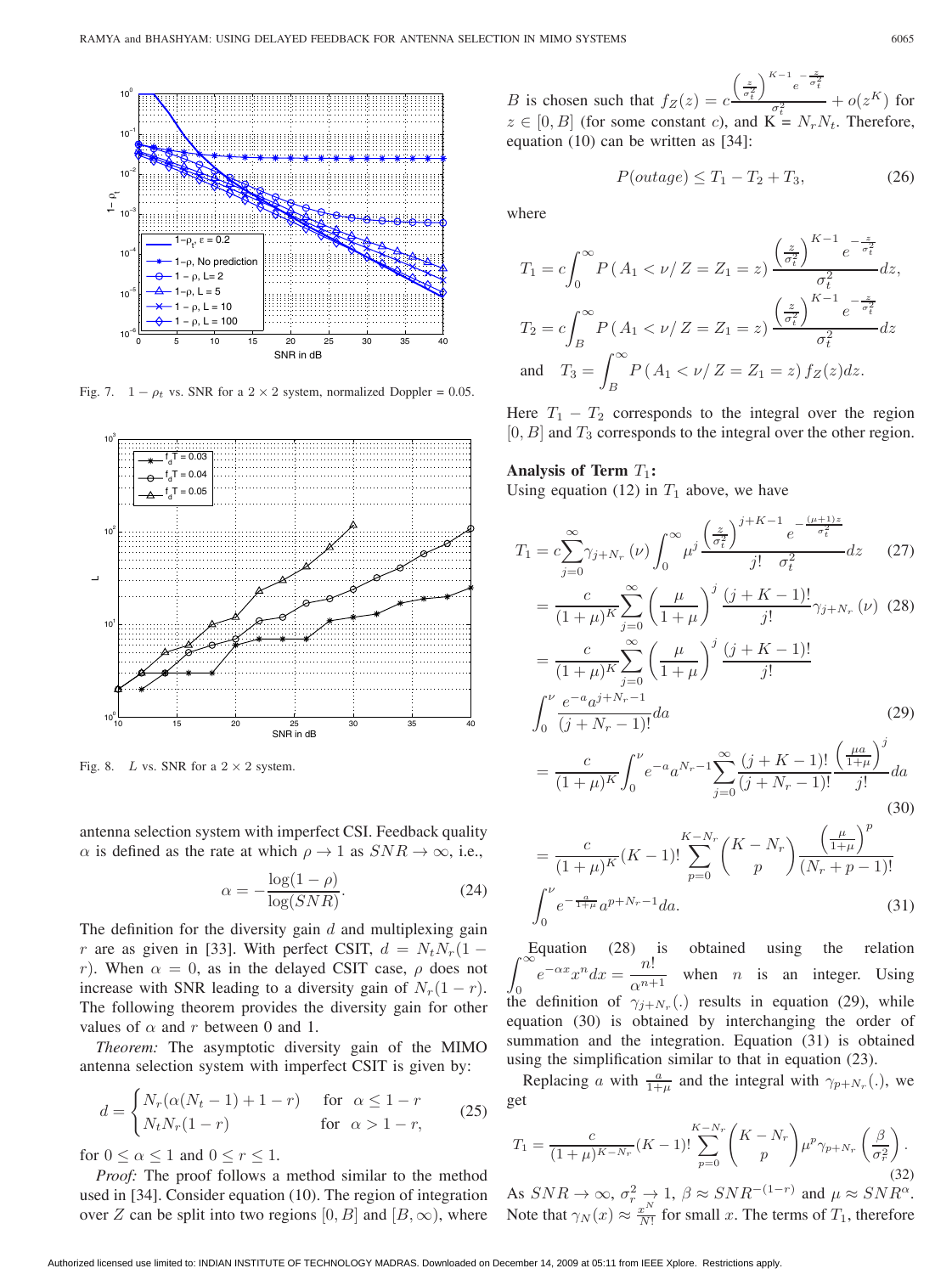Fig. 7. $1 - \rho_t$ vs. SNR for a $2 \times 2$ system, normalized Doppler = 0.05.

Fig. 8. $L$ vs. SNR for a $2 \times 2$ system.

antenna selection system with imperfect CSI. Feedback quality $\alpha$ is defined as the rate at which $\rho \to 1$ as $SNR \to \infty$, i.e.,

$$\alpha = -\frac{\log(1-\rho)}{\log(SNR)}. \tag{24}$$

The definition for the diversity gain $d$ and multiplexing gain $r$ are as given in [33]. With perfect CSIT, $d = N_t N_r(1-r)$. When $\alpha = 0$, as in the delayed CSIT case, $\rho$ does not increase with SNR leading to a diversity gain of $N_r(1-r)$. The following theorem provides the diversity gain for other values of $\alpha$ and $r$ between 0 and 1.

*Theorem:* The asymptotic diversity gain of the MIMO antenna selection system with imperfect CSIT is given by:

$$d = \begin{cases} N_r(\alpha(N_t - 1) + 1 - r) & \text{for } \alpha \leq 1 - r \\ N_t N_r (1 - r) & \text{for } \alpha > 1 - r, \end{cases} \tag{25}$$

for $0 \leq \alpha \leq 1$ and $0 \leq r \leq 1$.

*Proof:* The proof follows a method similar to the method used in [34]. Consider equation (10). The region of integration over $Z$ can be split into two regions $[0, B]$ and $[B, \infty)$, where $B$ is chosen such that $f_Z(z) = c\frac{\left(\frac{z}{\sigma_t^2}\right)^{K-1} e^{-\frac{z}{\sigma_t^2}}}{\sigma_t^2} + o(z^K)$ for $z \in [0, B]$ (for some constant $c$), and $K = N_r N_t$. Therefore, equation (10) can be written as [34]:

$$P(outage) \leq T_1 - T_2 + T_3, \tag{26}$$

where

$$T_1 = c\int_0^\infty P\left(A_1 < \nu / Z = Z_1 = z\right) \frac{\left(\frac{z}{\sigma_t^2}\right)^{K-1} e^{-\frac{z}{\sigma_t^2}}}{\sigma_t^2} dz,$$

$$T_2 = c\int_B^\infty P\left(A_1 < \nu / Z = Z_1 = z\right) \frac{\left(\frac{z}{\sigma_t^2}\right)^{K-1} e^{-\frac{z}{\sigma_t^2}}}{\sigma_t^2} dz$$

$$\text{and} \quad T_3 = \int_B^\infty P\left(A_1 < \nu / Z = Z_1 = z\right) f_Z(z) dz.$$

Here $T_1 - T_2$ corresponds to the integral over the region $[0, B]$ and $T_3$ corresponds to the integral over the other region.

**Analysis of Term $T_1$:**
Using equation (12) in $T_1$ above, we have

$$T_1 = c\sum_{j=0}^{\infty} \gamma_{j+N_r}(\nu) \int_0^\infty \mu^j \frac{\left(\frac{z}{\sigma_t^2}\right)^{j+K-1} e^{-\frac{(\mu+1)z}{\sigma_t^2}}}{j! \quad \sigma_t^2} dz \tag{27}$$

$$= \frac{c}{(1+\mu)^K} \sum_{j=0}^{\infty} \left(\frac{\mu}{1+\mu}\right)^j \frac{(j+K-1)!}{j!} \gamma_{j+N_r}(\nu) \tag{28}$$

$$= \frac{c}{(1+\mu)^K} \sum_{j=0}^{\infty} \left(\frac{\mu}{1+\mu}\right)^j \frac{(j+K-1)!}{j!} \int_0^\nu \frac{e^{-a} a^{j+N_r-1}}{(j+N_r-1)!} da \tag{29}$$

$$= \frac{c}{(1+\mu)^K} \int_0^\nu e^{-a} a^{N_r-1} \sum_{j=0}^{\infty} \frac{(j+K-1)!}{(j+N_r-1)!} \frac{\left(\frac{\mu a}{1+\mu}\right)^j}{j!} da \tag{30}$$

$$= \frac{c}{(1+\mu)^K}(K-1)! \sum_{p=0}^{K-N_r} \binom{K-N_r}{p} \frac{\left(\frac{\mu}{1+\mu}\right)^p}{(N_r+p-1)!} \int_0^\nu e^{-\frac{a}{1+\mu}} a^{p+N_r-1} da. \tag{31}$$

Equation (28) is obtained using the relation $\int_0^\infty e^{-\alpha x} x^n dx = \frac{n!}{\alpha^{n+1}}$ when $n$ is an integer. Using the definition of $\gamma_{j+N_r}(.)$ results in equation (29), while equation (30) is obtained by interchanging the order of summation and the integration. Equation (31) is obtained using the simplification similar to that in equation (23).

Replacing $a$ with $\frac{a}{1+\mu}$ and the integral with $\gamma_{p+N_r}(.)$, we get

$$T_1 = \frac{c}{(1+\mu)^{K-N_r}}(K-1)! \sum_{p=0}^{K-N_r} \binom{K-N_r}{p} \mu^p \gamma_{p+N_r}\left(\frac{\beta}{\sigma_r^2}\right). \tag{32}$$

As $SNR \to \infty$, $\sigma_r^2 \to 1$, $\beta \approx SNR^{-(1-r)}$ and $\mu \approx SNR^\alpha$. Note that $\gamma_N(x) \approx \frac{x^N}{N!}$ for small $x$. The terms of $T_1$, therefore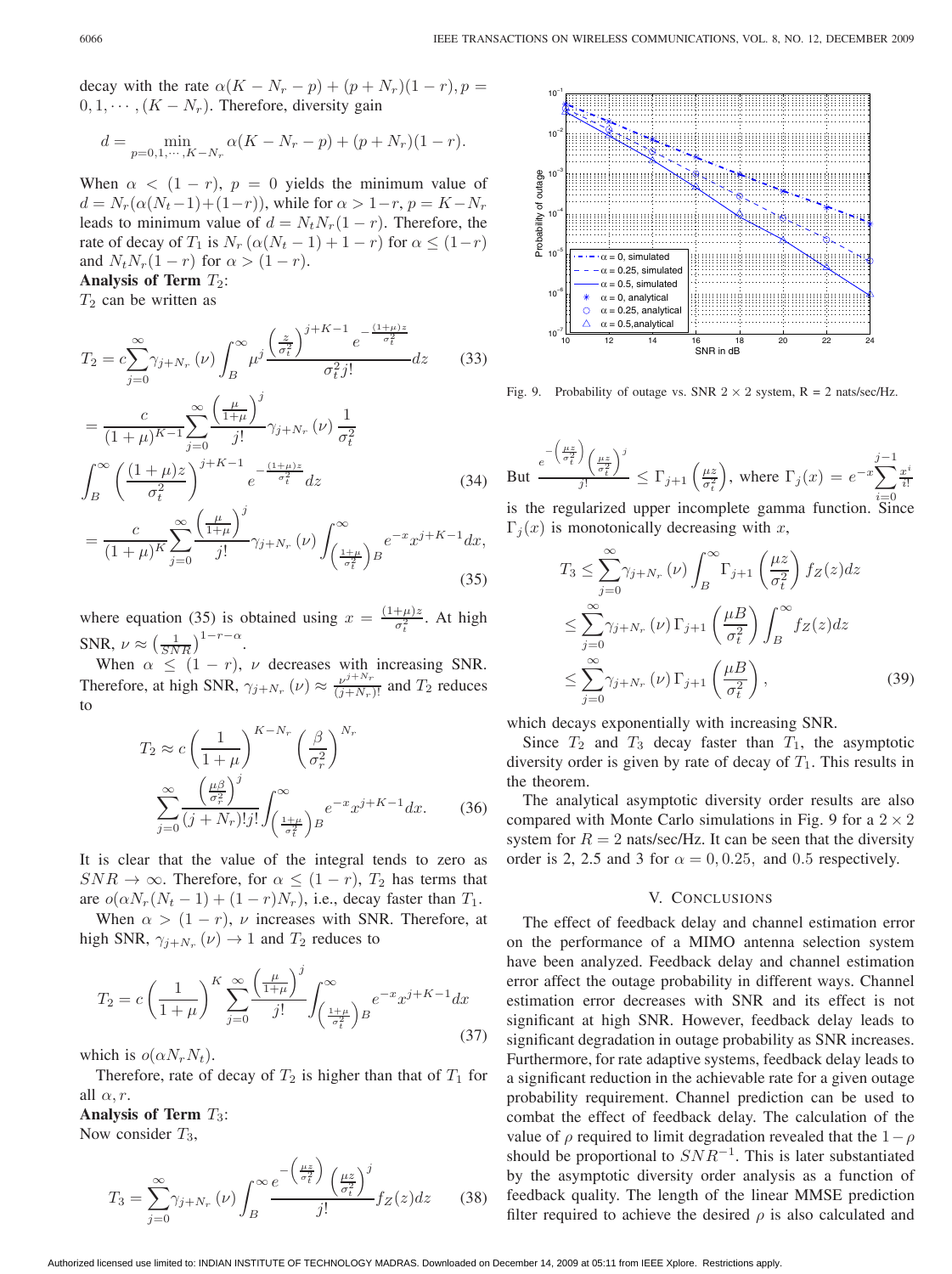decay with the rate $\alpha(K - N_r - p) + (p + N_r)(1 - r), p = 0, 1, \cdots, (K - N_r)$. Therefore, diversity gain

$$d = \min_{p=0,1,\cdots,K-N_r} \alpha(K - N_r - p) + (p + N_r)(1 - r).$$

When $\alpha < (1 - r)$, $p = 0$ yields the minimum value of $d = N_r(\alpha(N_t - 1) + (1 - r))$, while for $\alpha > 1 - r$, $p = K - N_r$ leads to minimum value of $d = N_t N_r (1 - r)$. Therefore, the rate of decay of $T_1$ is $N_r(\alpha(N_t - 1) + 1 - r)$ for $\alpha \leq (1 - r)$ and $N_t N_r (1 - r)$ for $\alpha > (1 - r)$.

**Analysis of Term $T_2$:**

$T_2$ can be written as

$$T_2 = c \sum_{j=0}^{\infty} \gamma_{j+N_r}(\nu) \int_B^{\infty} \mu^j \frac{\left(\frac{z}{\sigma_t^2}\right)^{j+K-1} e^{-\frac{(1+\mu)z}{\sigma_t^2}}}{\sigma_t^2 j!} dz \tag{33}$$

$$= \frac{c}{(1+\mu)^{K-1}} \sum_{j=0}^{\infty} \frac{\left(\frac{\mu}{1+\mu}\right)^j}{j!} \gamma_{j+N_r}(\nu) \frac{1}{\sigma_t^2}$$
$$\int_B^{\infty} \left(\frac{(1+\mu)z}{\sigma_t^2}\right)^{j+K-1} e^{-\frac{(1+\mu)z}{\sigma_t^2}} dz \tag{34}$$

$$= \frac{c}{(1+\mu)^K} \sum_{j=0}^{\infty} \frac{\left(\frac{\mu}{1+\mu}\right)^j}{j!} \gamma_{j+N_r}(\nu) \int_{\left(\frac{1+\mu}{\sigma_t^2}\right)B}^{\infty} e^{-x} x^{j+K-1} dx, \tag{35}$$

where equation (35) is obtained using $x = \frac{(1+\mu)z}{\sigma_t^2}$. At high SNR, $\nu \approx \left(\frac{1}{SNR}\right)^{1-r-\alpha}$.

When $\alpha \leq (1 - r)$, $\nu$ decreases with increasing SNR. Therefore, at high SNR, $\gamma_{j+N_r}(\nu) \approx \frac{\nu^{j+N_r}}{(j+N_r)!}$ and $T_2$ reduces to

$$T_2 \approx c \left(\frac{1}{1+\mu}\right)^{K-N_r} \left(\frac{\beta}{\sigma_r^2}\right)^{N_r}$$
$$\sum_{j=0}^{\infty} \frac{\left(\frac{\mu\beta}{\sigma_r^2}\right)^j}{(j+N_r)! j!} \int_{\left(\frac{1+\mu}{\sigma_t^2}\right)B}^{\infty} e^{-x} x^{j+K-1} dx. \tag{36}$$

It is clear that the value of the integral tends to zero as $SNR \to \infty$. Therefore, for $\alpha \leq (1 - r)$, $T_2$ has terms that are $o(\alpha N_r(N_t - 1) + (1 - r)N_r)$, i.e., decay faster than $T_1$.

When $\alpha > (1 - r)$, $\nu$ increases with SNR. Therefore, at high SNR, $\gamma_{j+N_r}(\nu) \to 1$ and $T_2$ reduces to

$$T_2 = c \left(\frac{1}{1+\mu}\right)^K \sum_{j=0}^{\infty} \frac{\left(\frac{\mu}{1+\mu}\right)^j}{j!} \int_{\left(\frac{1+\mu}{\sigma_t^2}\right)B}^{\infty} e^{-x} x^{j+K-1} dx \tag{37}$$

which is $o(\alpha N_r N_t)$.

Therefore, rate of decay of $T_2$ is higher than that of $T_1$ for all $\alpha, r$.

**Analysis of Term $T_3$:**

Now consider $T_3$,

$$T_3 = \sum_{j=0}^{\infty} \gamma_{j+N_r}(\nu) \int_B^{\infty} \frac{e^{-\left(\frac{\mu z}{\sigma_t^2}\right)} \left(\frac{\mu z}{\sigma_t^2}\right)^j}{j!} f_Z(z) dz \tag{38}$$

Fig. 9. Probability of outage vs. SNR $2 \times 2$ system, R = 2 nats/sec/Hz.

But $\frac{e^{-\left(\frac{\mu z}{\sigma_t^2}\right)} \left(\frac{\mu z}{\sigma_t^2}\right)^j}{j!} \leq \Gamma_{j+1}\left(\frac{\mu z}{\sigma_t^2}\right)$, where $\Gamma_j(x) = e^{-x} \sum_{i=0}^{j-1} \frac{x^i}{i!}$ is the regularized upper incomplete gamma function. Since $\Gamma_j(x)$ is monotonically decreasing with $x$,

$$T_3 \leq \sum_{j=0}^{\infty} \gamma_{j+N_r}(\nu) \int_B^{\infty} \Gamma_{j+1}\left(\frac{\mu z}{\sigma_t^2}\right) f_Z(z) dz$$
$$\leq \sum_{j=0}^{\infty} \gamma_{j+N_r}(\nu) \Gamma_{j+1}\left(\frac{\mu B}{\sigma_t^2}\right) \int_B^{\infty} f_Z(z) dz$$
$$\leq \sum_{j=0}^{\infty} \gamma_{j+N_r}(\nu) \Gamma_{j+1}\left(\frac{\mu B}{\sigma_t^2}\right), \tag{39}$$

which decays exponentially with increasing SNR.

Since $T_2$ and $T_3$ decay faster than $T_1$, the asymptotic diversity order is given by rate of decay of $T_1$. This results in the theorem.

The analytical asymptotic diversity order results are also compared with Monte Carlo simulations in Fig. 9 for a $2 \times 2$ system for $R = 2$ nats/sec/Hz. It can be seen that the diversity order is 2, 2.5 and 3 for $\alpha = 0, 0.25,$ and $0.5$ respectively.

## V. Conclusions

The effect of feedback delay and channel estimation error on the performance of a MIMO antenna selection system have been analyzed. Feedback delay and channel estimation error affect the outage probability in different ways. Channel estimation error decreases with SNR and its effect is not significant at high SNR. However, feedback delay leads to significant degradation in outage probability as SNR increases. Furthermore, for rate adaptive systems, feedback delay leads to a significant reduction in the achievable rate for a given outage probability requirement. Channel prediction can be used to combat the effect of feedback delay. The calculation of the value of $\rho$ required to limit degradation revealed that the $1 - \rho$ should be proportional to $SNR^{-1}$. This is later substantiated by the asymptotic diversity order analysis as a function of feedback quality. The length of the linear MMSE prediction filter required to achieve the desired $\rho$ is also calculated and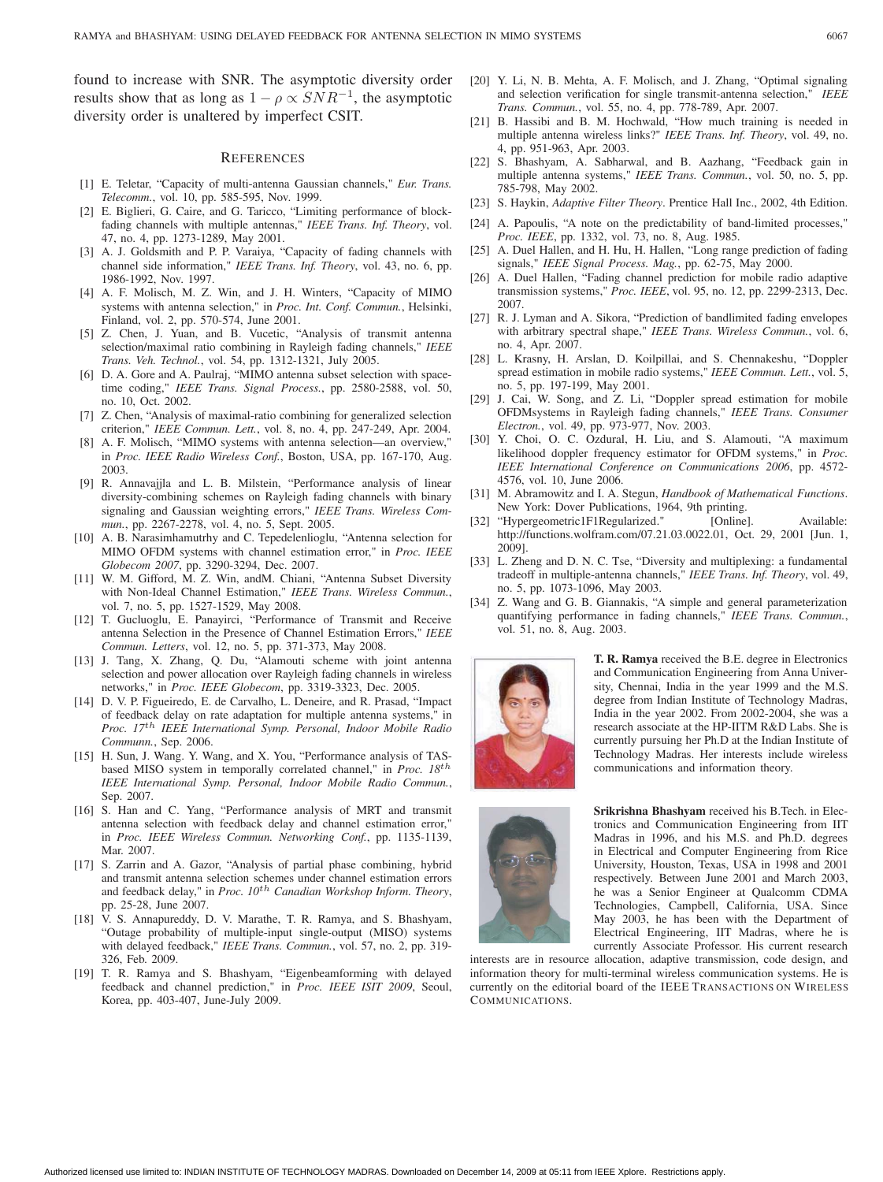found to increase with SNR. The asymptotic diversity order results show that as long as $1 - \rho \propto SNR^{-1}$, the asymptotic diversity order is unaltered by imperfect CSIT.

## References

[1] E. Teletar, "Capacity of multi-antenna Gaussian channels," *Eur. Trans. Telecomm.*, vol. 10, pp. 585-595, Nov. 1999.

[2] E. Biglieri, G. Caire, and G. Taricco, "Limiting performance of block-fading channels with multiple antennas," *IEEE Trans. Inf. Theory*, vol. 47, no. 4, pp. 1273-1289, May 2001.

[3] A. J. Goldsmith and P. P. Varaiya, "Capacity of fading channels with channel side information," *IEEE Trans. Inf. Theory*, vol. 43, no. 6, pp. 1986-1992, Nov. 1997.

[4] A. F. Molisch, M. Z. Win, and J. H. Winters, "Capacity of MIMO systems with antenna selection," in *Proc. Int. Conf. Commun.*, Helsinki, Finland, vol. 2, pp. 570-574, June 2001.

[5] Z. Chen, J. Yuan, and B. Vucetic, "Analysis of transmit antenna selection/maximal ratio combining in Rayleigh fading channels," *IEEE Trans. Veh. Technol.*, vol. 54, pp. 1312-1321, July 2005.

[6] D. A. Gore and A. Paulraj, "MIMO antenna subset selection with space-time coding," *IEEE Trans. Signal Process.*, pp. 2580-2588, vol. 50, no. 10, Oct. 2002.

[7] Z. Chen, "Analysis of maximal-ratio combining for generalized selection criterion," *IEEE Commun. Lett.*, vol. 8, no. 4, pp. 247-249, Apr. 2004.

[8] A. F. Molisch, "MIMO systems with antenna selection—an overview," in *Proc. IEEE Radio Wireless Conf.*, Boston, USA, pp. 167-170, Aug. 2003.

[9] R. Annavajjla and L. B. Milstein, "Performance analysis of linear diversity-combining schemes on Rayleigh fading channels with binary signaling and Gaussian weighting errors," *IEEE Trans. Wireless Commun.*, pp. 2267-2278, vol. 4, no. 5, Sept. 2005.

[10] A. B. Narasimhamutrhy and C. Tepedelenlioglu, "Antenna selection for MIMO OFDM systems with channel estimation error," in *Proc. IEEE Globecom 2007*, pp. 3290-3294, Dec. 2007.

[11] W. M. Gifford, M. Z. Win, andM. Chiani, "Antenna Subset Diversity with Non-Ideal Channel Estimation," *IEEE Trans. Wireless Commun.*, vol. 7, no. 5, pp. 1527-1529, May 2008.

[12] T. Gucluoglu, E. Panayirci, "Performance of Transmit and Receive antenna Selection in the Presence of Channel Estimation Errors," *IEEE Commun. Letters*, vol. 12, no. 5, pp. 371-373, May 2008.

[13] J. Tang, X. Zhang, Q. Du, "Alamouti scheme with joint antenna selection and power allocation over Rayleigh fading channels in wireless networks," in *Proc. IEEE Globecom*, pp. 3319-3323, Dec. 2005.

[14] D. V. P. Figueiredo, E. de Carvalho, L. Deneire, and R. Prasad, "Impact of feedback delay on rate adaptation for multiple antenna systems," in *Proc. 17$^{th}$ IEEE International Symp. Personal, Indoor Mobile Radio Communn.*, Sep. 2006.

[15] H. Sun, J. Wang. Y. Wang, and X. You, "Performance analysis of TAS-based MISO system in temporally correlated channel," in *Proc. 18$^{th}$ IEEE International Symp. Personal, Indoor Mobile Radio Commun.*, Sep. 2007.

[16] S. Han and C. Yang, "Performance analysis of MRT and transmit antenna selection with feedback delay and channel estimation error," in *Proc. IEEE Wireless Commun. Networking Conf.*, pp. 1135-1139, Mar. 2007.

[17] S. Zarrin and A. Gazor, "Analysis of partial phase combining, hybrid and transmit antenna selection schemes under channel estimation errors and feedback delay," in *Proc. 10$^{th}$ Canadian Workshop Inform. Theory*, pp. 25-28, June 2007.

[18] V. S. Annapureddy, D. V. Marathe, T. R. Ramya, and S. Bhashyam, "Outage probability of multiple-input single-output (MISO) systems with delayed feedback," *IEEE Trans. Commun.*, vol. 57, no. 2, pp. 319-326, Feb. 2009.

[19] T. R. Ramya and S. Bhashyam, "Eigenbeamforming with delayed feedback and channel prediction," in *Proc. IEEE ISIT 2009*, Seoul, Korea, pp. 403-407, June-July 2009.

[20] Y. Li, N. B. Mehta, A. F. Molisch, and J. Zhang, "Optimal signaling and selection verification for single transmit-antenna selection," *IEEE Trans. Commun.*, vol. 55, no. 4, pp. 778-789, Apr. 2007.

[21] B. Hassibi and B. M. Hochwald, "How much training is needed in multiple antenna wireless links?" *IEEE Trans. Inf. Theory*, vol. 49, no. 4, pp. 951-963, Apr. 2003.

[22] S. Bhashyam, A. Sabharwal, and B. Aazhang, "Feedback gain in multiple antenna systems," *IEEE Trans. Commun.*, vol. 50, no. 5, pp. 785-798, May 2002.

[23] S. Haykin, *Adaptive Filter Theory*. Prentice Hall Inc., 2002, 4th Edition.

[24] A. Papoulis, "A note on the predictability of band-limited processes," *Proc. IEEE*, pp. 1332, vol. 73, no. 8, Aug. 1985.

[25] A. Duel Hallen, and H. Hu, H. Hallen, "Long range prediction of fading signals," *IEEE Signal Process. Mag.*, pp. 62-75, May 2000.

[26] A. Duel Hallen, "Fading channel prediction for mobile radio adaptive transmission systems," *Proc. IEEE*, vol. 95, no. 12, pp. 2299-2313, Dec. 2007.

[27] R. J. Lyman and A. Sikora, "Prediction of bandlimited fading envelopes with arbitrary spectral shape," *IEEE Trans. Wireless Commun.*, vol. 6, no. 4, Apr. 2007.

[28] L. Krasny, H. Arslan, D. Koilpillai, and S. Chennakeshu, "Doppler spread estimation in mobile radio systems," *IEEE Commun. Lett.*, vol. 5, no. 5, pp. 197-199, May 2001.

[29] J. Cai, W. Song, and Z. Li, "Doppler spread estimation for mobile OFDMsystems in Rayleigh fading channels," *IEEE Trans. Consumer Electron.*, vol. 49, pp. 973-977, Nov. 2003.

[30] Y. Choi, O. C. Ozdural, H. Liu, and S. Alamouti, "A maximum likelihood doppler frequency estimator for OFDM systems," in *Proc. IEEE International Conference on Communications 2006*, pp. 4572-4576, vol. 10, June 2006.

[31] M. Abramowitz and I. A. Stegun, *Handbook of Mathematical Functions*. New York: Dover Publications, 1964, 9th printing.

[32] "Hypergeometric1F1Regularized." [Online]. Available: http://functions.wolfram.com/07.21.03.0022.01, Oct. 29, 2001 [Jun. 1, 2009].

[33] L. Zheng and D. N. C. Tse, "Diversity and multiplexing: a fundamental tradeoff in multiple-antenna channels," *IEEE Trans. Inf. Theory*, vol. 49, no. 5, pp. 1073-1096, May 2003.

[34] Z. Wang and G. B. Giannakis, "A simple and general parameterization quantifying performance in fading channels," *IEEE Trans. Commun.*, vol. 51, no. 8, Aug. 2003.

**T. R. Ramya** received the B.E. degree in Electronics and Communication Engineering from Anna University, Chennai, India in the year 1999 and the M.S. degree from Indian Institute of Technology Madras, India in the year 2002. From 2002-2004, she was a research associate at the HP-IITM R&D Labs. She is currently pursuing her Ph.D at the Indian Institute of Technology Madras. Her interests include wireless communications and information theory.

**Srikrishna Bhashyam** received his B.Tech. in Electronics and Communication Engineering from IIT Madras in 1996, and his M.S. and Ph.D. degrees in Electrical and Computer Engineering from Rice University, Houston, Texas, USA in 1998 and 2001 respectively. Between June 2001 and March 2003, he was a Senior Engineer at Qualcomm CDMA Technologies, Campbell, California, USA. Since May 2003, he has been with the Department of Electrical Engineering, IIT Madras, where he is currently Associate Professor. His current research interests are in resource allocation, adaptive transmission, code design, and information theory for multi-terminal wireless communication systems. He is currently on the editorial board of the IEEE TRANSACTIONS ON WIRELESS COMMUNICATIONS.